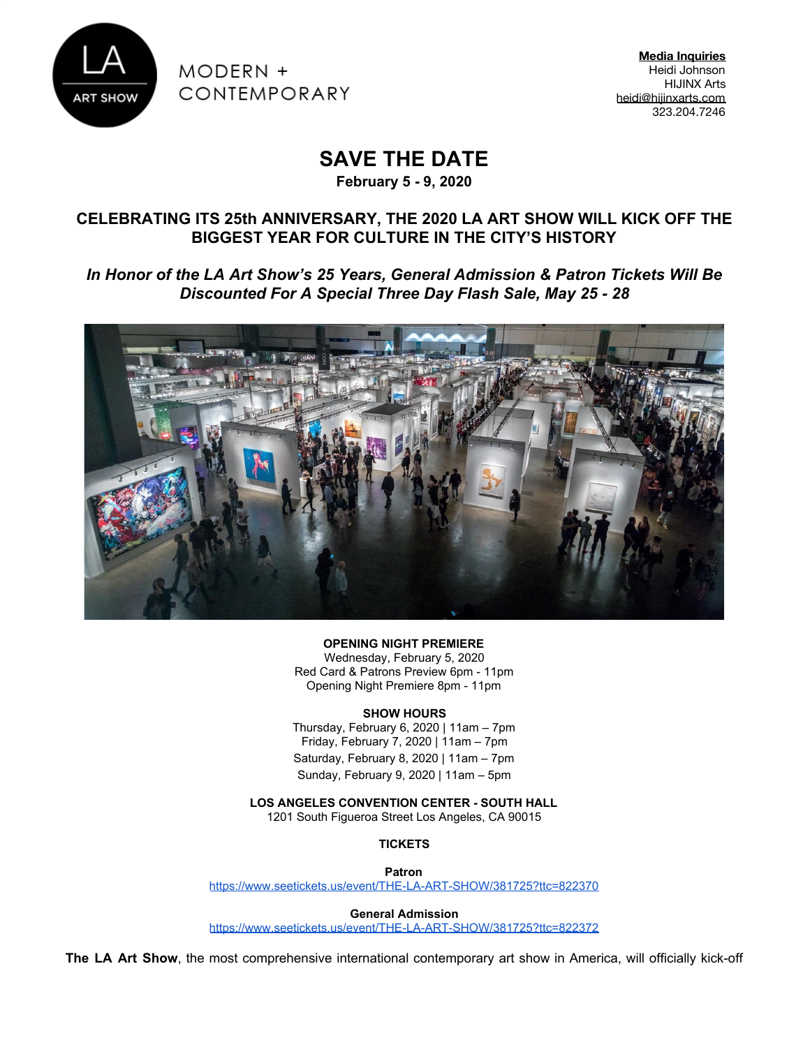LA ART SHOW

MODERN + CONTEMPORARY

**Media Inquiries**
Heidi Johnson
HIJINX Arts
heidi@hijinxarts.com
323.204.7246

# SAVE THE DATE

**February 5 - 9, 2020**

## CELEBRATING ITS 25th ANNIVERSARY, THE 2020 LA ART SHOW WILL KICK OFF THE BIGGEST YEAR FOR CULTURE IN THE CITY'S HISTORY

***In Honor of the LA Art Show's 25 Years, General Admission & Patron Tickets Will Be Discounted For A Special Three Day Flash Sale, May 25 - 28***

**OPENING NIGHT PREMIERE**
Wednesday, February 5, 2020
Red Card & Patrons Preview 6pm - 11pm
Opening Night Premiere 8pm - 11pm

**SHOW HOURS**
Thursday, February 6, 2020 | 11am – 7pm
Friday, February 7, 2020 | 11am – 7pm
Saturday, February 8, 2020 | 11am – 7pm
Sunday, February 9, 2020 | 11am – 5pm

**LOS ANGELES CONVENTION CENTER - SOUTH HALL**
1201 South Figueroa Street Los Angeles, CA 90015

**TICKETS**

**Patron**
https://www.seetickets.us/event/THE-LA-ART-SHOW/381725?ttc=822370

**General Admission**
https://www.seetickets.us/event/THE-LA-ART-SHOW/381725?ttc=822372

**The LA Art Show**, the most comprehensive international contemporary art show in America, will officially kick-off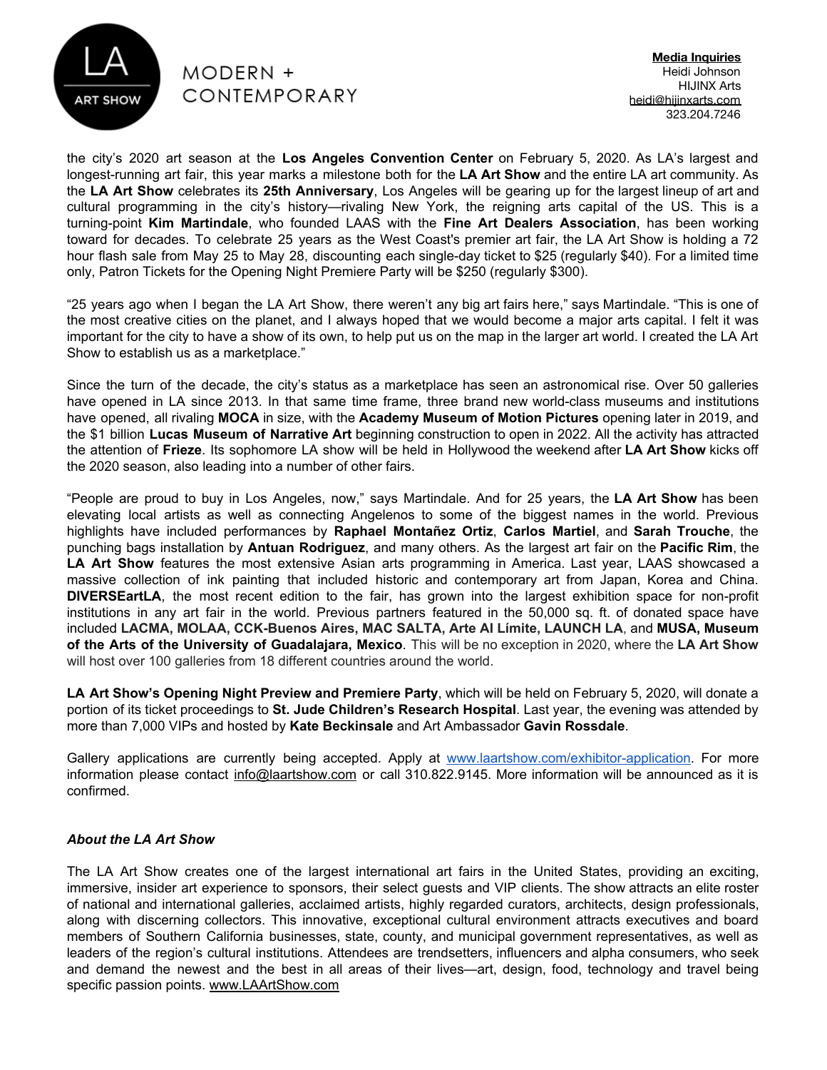**Media Inquiries**
Heidi Johnson
HIJINX Arts
heidi@hijinxarts.com
323.204.7246

MODERN + CONTEMPORARY

the city's 2020 art season at the **Los Angeles Convention Center** on February 5, 2020. As LA's largest and longest-running art fair, this year marks a milestone both for the **LA Art Show** and the entire LA art community. As the **LA Art Show** celebrates its **25th Anniversary**, Los Angeles will be gearing up for the largest lineup of art and cultural programming in the city's history—rivaling New York, the reigning arts capital of the US. This is a turning-point **Kim Martindale**, who founded LAAS with the **Fine Art Dealers Association**, has been working toward for decades. To celebrate 25 years as the West Coast's premier art fair, the LA Art Show is holding a 72 hour flash sale from May 25 to May 28, discounting each single-day ticket to $25 (regularly $40). For a limited time only, Patron Tickets for the Opening Night Premiere Party will be $250 (regularly $300).

"25 years ago when I began the LA Art Show, there weren't any big art fairs here," says Martindale. "This is one of the most creative cities on the planet, and I always hoped that we would become a major arts capital. I felt it was important for the city to have a show of its own, to help put us on the map in the larger art world. I created the LA Art Show to establish us as a marketplace."

Since the turn of the decade, the city's status as a marketplace has seen an astronomical rise. Over 50 galleries have opened in LA since 2013. In that same time frame, three brand new world-class museums and institutions have opened, all rivaling **MOCA** in size, with the **Academy Museum of Motion Pictures** opening later in 2019, and the $1 billion **Lucas Museum of Narrative Art** beginning construction to open in 2022. All the activity has attracted the attention of **Frieze**. Its sophomore LA show will be held in Hollywood the weekend after **LA Art Show** kicks off the 2020 season, also leading into a number of other fairs.

"People are proud to buy in Los Angeles, now," says Martindale. And for 25 years, the **LA Art Show** has been elevating local artists as well as connecting Angelenos to some of the biggest names in the world. Previous highlights have included performances by **Raphael Montañez Ortiz**, **Carlos Martiel**, and **Sarah Trouche**, the punching bags installation by **Antuan Rodriguez**, and many others. As the largest art fair on the **Pacific Rim**, the **LA Art Show** features the most extensive Asian arts programming in America. Last year, LAAS showcased a massive collection of ink painting that included historic and contemporary art from Japan, Korea and China. **DIVERSEartLA**, the most recent edition to the fair, has grown into the largest exhibition space for non-profit institutions in any art fair in the world. Previous partners featured in the 50,000 sq. ft. of donated space have included **LACMA, MOLAA, CCK-Buenos Aires, MAC SALTA, Arte Al Límite, LAUNCH LA**, and **MUSA, Museum of the Arts of the University of Guadalajara, Mexico**. This will be no exception in 2020, where the **LA Art Show** will host over 100 galleries from 18 different countries around the world.

**LA Art Show's Opening Night Preview and Premiere Party**, which will be held on February 5, 2020, will donate a portion of its ticket proceedings to **St. Jude Children's Research Hospital**. Last year, the evening was attended by more than 7,000 VIPs and hosted by **Kate Beckinsale** and Art Ambassador **Gavin Rossdale**.

Gallery applications are currently being accepted. Apply at www.laartshow.com/exhibitor-application. For more information please contact info@laartshow.com or call 310.822.9145. More information will be announced as it is confirmed.

***About the LA Art Show***

The LA Art Show creates one of the largest international art fairs in the United States, providing an exciting, immersive, insider art experience to sponsors, their select guests and VIP clients. The show attracts an elite roster of national and international galleries, acclaimed artists, highly regarded curators, architects, design professionals, along with discerning collectors. This innovative, exceptional cultural environment attracts executives and board members of Southern California businesses, state, county, and municipal government representatives, as well as leaders of the region's cultural institutions. Attendees are trendsetters, influencers and alpha consumers, who seek and demand the newest and the best in all areas of their lives—art, design, food, technology and travel being specific passion points. www.LAArtShow.com